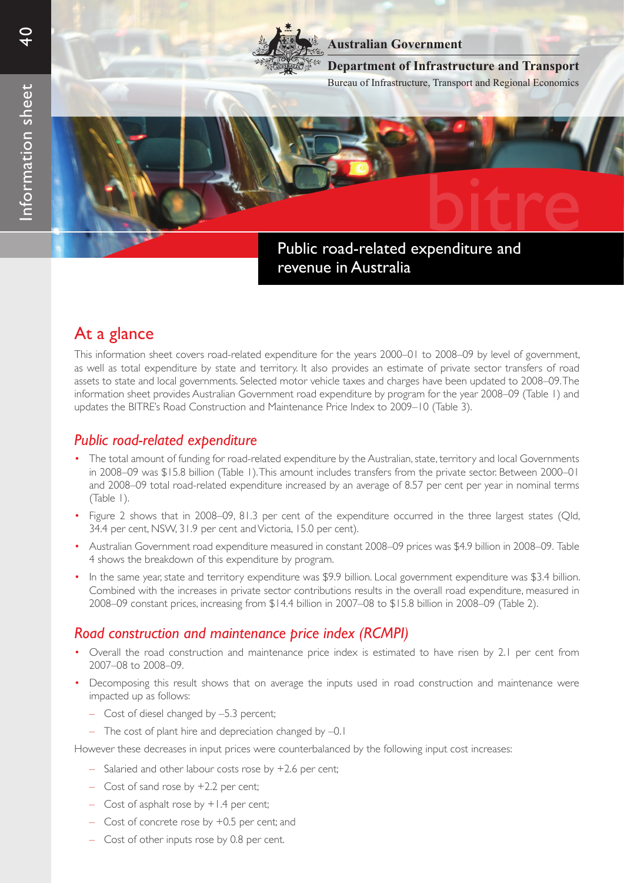Australian Government

Department of Infrastructure and Transport

Bureau of Infrastructure, Transport and Regional Economics

Information sheet 40

# Public road-related expenditure and revenue in Australia

## At a glance

This information sheet covers road-related expenditure for the years 2000–01 to 2008–09 by level of government, as well as total expenditure by state and territory. It also provides an estimate of private sector transfers of road assets to state and local governments. Selected motor vehicle taxes and charges have been updated to 2008–09. The information sheet provides Australian Government road expenditure by program for the year 2008–09 (Table 1) and updates the BITRE's Road Construction and Maintenance Price Index to 2009–10 (Table 3).

### *Public road-related expenditure*

- The total amount of funding for road-related expenditure by the Australian, state, territory and local Governments in 2008–09 was $15.8 billion (Table 1). This amount includes transfers from the private sector. Between 2000–01 and 2008–09 total road-related expenditure increased by an average of 8.57 per cent per year in nominal terms (Table 1).
- Figure 2 shows that in 2008–09, 81.3 per cent of the expenditure occurred in the three largest states (Qld, 34.4 per cent, NSW, 31.9 per cent and Victoria, 15.0 per cent).
- Australian Government road expenditure measured in constant 2008–09 prices was $4.9 billion in 2008–09. Table 4 shows the breakdown of this expenditure by program.
- In the same year, state and territory expenditure was $9.9 billion. Local government expenditure was $3.4 billion. Combined with the increases in private sector contributions results in the overall road expenditure, measured in 2008–09 constant prices, increasing from $14.4 billion in 2007–08 to $15.8 billion in 2008–09 (Table 2).

### *Road construction and maintenance price index (RCMPI)*

- Overall the road construction and maintenance price index is estimated to have risen by 2.1 per cent from 2007–08 to 2008–09.
- Decomposing this result shows that on average the inputs used in road construction and maintenance were impacted up as follows:
  - Cost of diesel changed by –5.3 percent;
  - The cost of plant hire and depreciation changed by –0.1

However these decreases in input prices were counterbalanced by the following input cost increases:

- Salaried and other labour costs rose by +2.6 per cent;
- Cost of sand rose by +2.2 per cent;
- Cost of asphalt rose by +1.4 per cent;
- Cost of concrete rose by +0.5 per cent; and
- Cost of other inputs rose by 0.8 per cent.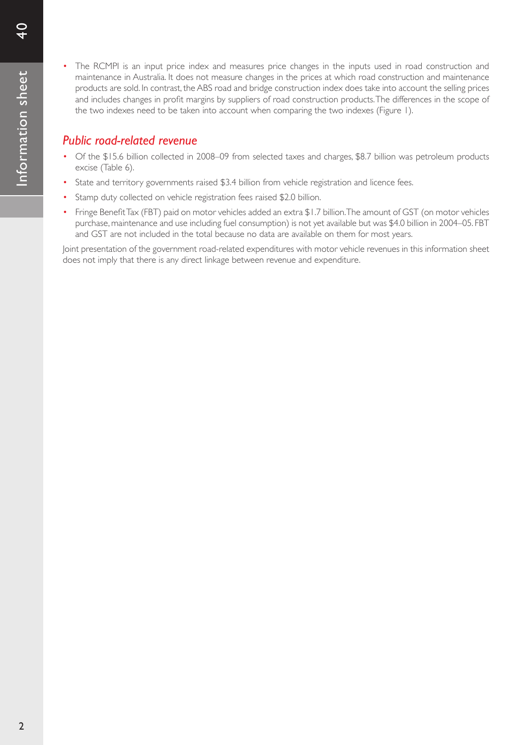- The RCMPI is an input price index and measures price changes in the inputs used in road construction and maintenance in Australia. It does not measure changes in the prices at which road construction and maintenance products are sold. In contrast, the ABS road and bridge construction index does take into account the selling prices and includes changes in profit margins by suppliers of road construction products. The differences in the scope of the two indexes need to be taken into account when comparing the two indexes (Figure 1).

## *Public road-related revenue*

- Of the $15.6 billion collected in 2008–09 from selected taxes and charges, $8.7 billion was petroleum products excise (Table 6).
- State and territory governments raised $3.4 billion from vehicle registration and licence fees.
- Stamp duty collected on vehicle registration fees raised $2.0 billion.
- Fringe Benefit Tax (FBT) paid on motor vehicles added an extra $1.7 billion. The amount of GST (on motor vehicles purchase, maintenance and use including fuel consumption) is not yet available but was $4.0 billion in 2004–05. FBT and GST are not included in the total because no data are available on them for most years.

Joint presentation of the government road-related expenditures with motor vehicle revenues in this information sheet does not imply that there is any direct linkage between revenue and expenditure.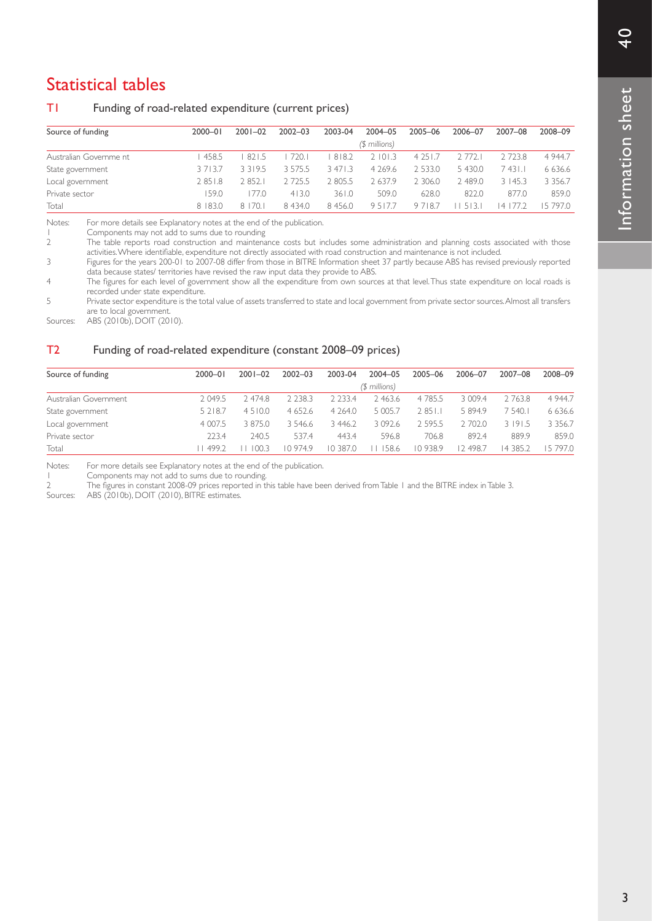# Statistical tables

## T1 Funding of road-related expenditure (current prices)

| Source of funding | 2000–01 | 2001–02 | 2002–03 | 2003-04 | 2004–05 | 2005–06 | 2006–07 | 2007–08 | 2008–09 |
|---|---|---|---|---|---|---|---|---|---|
| | | | | | *($ millions)* | | | | |
| Australian Governme nt | 1 458.5 | 1 821.5 | 1 720.1 | 1 818.2 | 2 101.3 | 4 251.7 | 2 772.1 | 2 723.8 | 4 944.7 |
| State government | 3 713.7 | 3 319.5 | 3 575.5 | 3 471.3 | 4 269.6 | 2 533.0 | 5 430.0 | 7 431.1 | 6 636.6 |
| Local government | 2 851.8 | 2 852.1 | 2 725.5 | 2 805.5 | 2 637.9 | 2 306.0 | 2 489.0 | 3 145.3 | 3 356.7 |
| Private sector | 159.0 | 177.0 | 413.0 | 361.0 | 509.0 | 628.0 | 822.0 | 877.0 | 859.0 |
| Total | 8 183.0 | 8 170.1 | 8 434.0 | 8 456.0 | 9 517.7 | 9 718.7 | 11 513.1 | 14 177.2 | 15 797.0 |

Notes: For more details see Explanatory notes at the end of the publication.

1 Components may not add to sums due to rounding

2 The table reports road construction and maintenance costs but includes some administration and planning costs associated with those activities. Where identifiable, expenditure not directly associated with road construction and maintenance is not included.

3 Figures for the years 200-01 to 2007-08 differ from those in BITRE Information sheet 37 partly because ABS has revised previously reported data because states/ territories have revised the raw input data they provide to ABS.

4 The figures for each level of government show all the expenditure from own sources at that level. Thus state expenditure on local roads is recorded under state expenditure.

5 Private sector expenditure is the total value of assets transferred to state and local government from private sector sources. Almost all transfers are to local government.

Sources: ABS (2010b), DOIT (2010).

## T2 Funding of road-related expenditure (constant 2008–09 prices)

| Source of funding | 2000–01 | 2001–02 | 2002–03 | 2003-04 | 2004–05 | 2005–06 | 2006–07 | 2007–08 | 2008–09 |
|---|---|---|---|---|---|---|---|---|---|
| | | | | | *($ millions)* | | | | |
| Australian Government | 2 049.5 | 2 474.8 | 2 238.3 | 2 233.4 | 2 463.6 | 4 785.5 | 3 009.4 | 2 763.8 | 4 944.7 |
| State government | 5 218.7 | 4 510.0 | 4 652.6 | 4 264.0 | 5 005.7 | 2 851.1 | 5 894.9 | 7 540.1 | 6 636.6 |
| Local government | 4 007.5 | 3 875.0 | 3 546.6 | 3 446.2 | 3 092.6 | 2 595.5 | 2 702.0 | 3 191.5 | 3 356.7 |
| Private sector | 223.4 | 240.5 | 537.4 | 443.4 | 596.8 | 706.8 | 892.4 | 889.9 | 859.0 |
| Total | 11 499.2 | 11 100.3 | 10 974.9 | 10 387.0 | 11 158.6 | 10 938.9 | 12 498.7 | 14 385.2 | 15 797.0 |

Notes: For more details see Explanatory notes at the end of the publication.

1 Components may not add to sums due to rounding.

2 The figures in constant 2008-09 prices reported in this table have been derived from Table 1 and the BITRE index in Table 3.

Sources: ABS (2010b), DOIT (2010), BITRE estimates.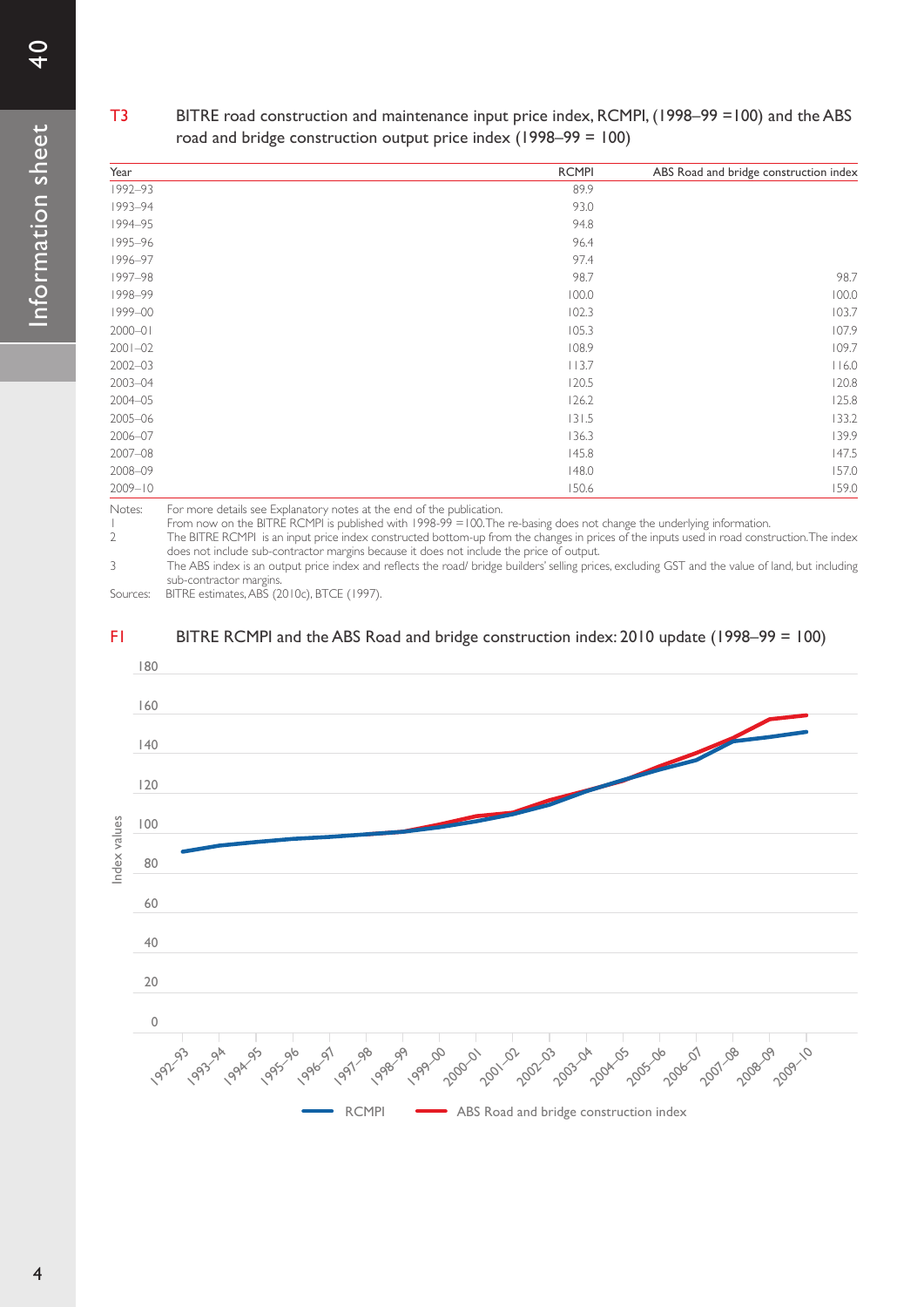## T3 BITRE road construction and maintenance input price index, RCMPI, (1998–99 =100) and the ABS road and bridge construction output price index (1998–99 = 100)

| Year | RCMPI | ABS Road and bridge construction index |
|---|---|---|
| 1992–93 | 89.9 | |
| 1993–94 | 93.0 | |
| 1994–95 | 94.8 | |
| 1995–96 | 96.4 | |
| 1996–97 | 97.4 | |
| 1997–98 | 98.7 | 98.7 |
| 1998–99 | 100.0 | 100.0 |
| 1999–00 | 102.3 | 103.7 |
| 2000–01 | 105.3 | 107.9 |
| 2001–02 | 108.9 | 109.7 |
| 2002–03 | 113.7 | 116.0 |
| 2003–04 | 120.5 | 120.8 |
| 2004–05 | 126.2 | 125.8 |
| 2005–06 | 131.5 | 133.2 |
| 2006–07 | 136.3 | 139.9 |
| 2007–08 | 145.8 | 147.5 |
| 2008–09 | 148.0 | 157.0 |
| 2009–10 | 150.6 | 159.0 |

Notes: For more details see Explanatory notes at the end of the publication.

1 From now on the BITRE RCMPI is published with 1998-99 =100. The re-basing does not change the underlying information.

2 The BITRE RCMPI is an input price index constructed bottom-up from the changes in prices of the inputs used in road construction. The index does not include sub-contractor margins because it does not include the price of output.

3 The ABS index is an output price index and reflects the road/ bridge builders' selling prices, excluding GST and the value of land, but including sub-contractor margins.

Sources: BITRE estimates, ABS (2010c), BTCE (1997).

## F1 BITRE RCMPI and the ABS Road and bridge construction index: 2010 update (1998–99 = 100)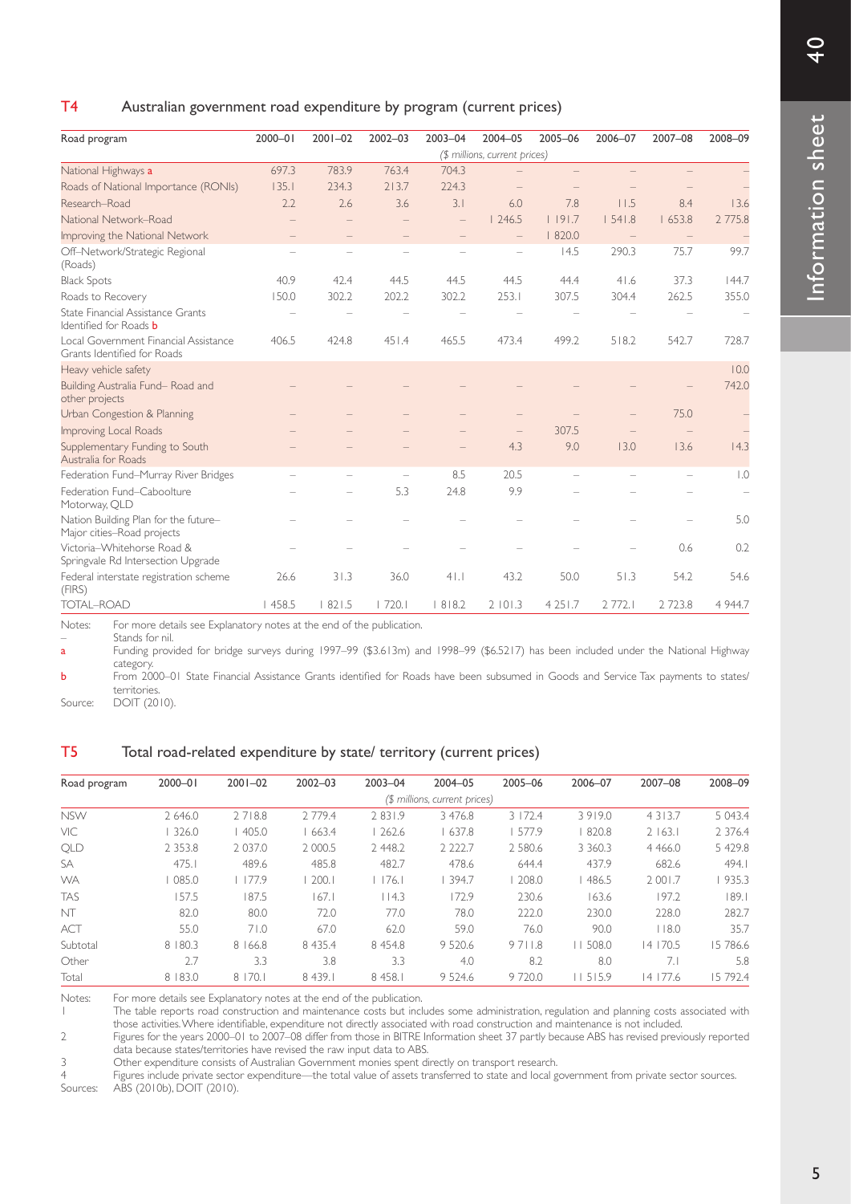## T4 Australian government road expenditure by program (current prices)

| Road program | 2000–01 | 2001–02 | 2002–03 | 2003–04 | 2004–05 | 2005–06 | 2006–07 | 2007–08 | 2008–09 |
|---|---|---|---|---|---|---|---|---|---|
| | ($ millions, current prices) | | | | | | | | |
| National Highways a | 697.3 | 783.9 | 763.4 | 704.3 | – | – | – | – | – |
| Roads of National Importance (RONIs) | 135.1 | 234.3 | 213.7 | 224.3 | – | – | – | – | – |
| Research–Road | 2.2 | 2.6 | 3.6 | 3.1 | 6.0 | 7.8 | 11.5 | 8.4 | 13.6 |
| National Network–Road | – | – | – | – | 1 246.5 | 1 191.7 | 1 541.8 | 1 653.8 | 2 775.8 |
| Improving the National Network | – | – | – | – | – | 1 820.0 | – | – | – |
| Off–Network/Strategic Regional (Roads) | – | – | – | – | – | 14.5 | 290.3 | 75.7 | 99.7 |
| Black Spots | 40.9 | 42.4 | 44.5 | 44.5 | 44.5 | 44.4 | 41.6 | 37.3 | 144.7 |
| Roads to Recovery | 150.0 | 302.2 | 202.2 | 302.2 | 253.1 | 307.5 | 304.4 | 262.5 | 355.0 |
| State Financial Assistance Grants Identified for Roads b | – | – | – | – | – | – | – | – | – |
| Local Government Financial Assistance Grants Identified for Roads | 406.5 | 424.8 | 451.4 | 465.5 | 473.4 | 499.2 | 518.2 | 542.7 | 728.7 |
| Heavy vehicle safety | | | | | | | | | 10.0 |
| Building Australia Fund– Road and other projects | – | – | – | – | – | – | – | – | 742.0 |
| Urban Congestion & Planning | – | – | – | – | – | – | – | 75.0 | – |
| Improving Local Roads | – | – | – | – | – | 307.5 | – | – | – |
| Supplementary Funding to South Australia for Roads | – | – | – | – | 4.3 | 9.0 | 13.0 | 13.6 | 14.3 |
| Federation Fund–Murray River Bridges | – | – | – | 8.5 | 20.5 | – | – | – | 1.0 |
| Federation Fund–Caboolture Motorway, QLD | – | – | 5.3 | 24.8 | 9.9 | – | – | – | – |
| Nation Building Plan for the future– Major cities–Road projects | – | – | – | – | – | – | – | – | 5.0 |
| Victoria–Whitehorse Road & Springvale Rd Intersection Upgrade | – | – | – | – | – | – | – | 0.6 | 0.2 |
| Federal interstate registration scheme (FIRS) | 26.6 | 31.3 | 36.0 | 41.1 | 43.2 | 50.0 | 51.3 | 54.2 | 54.6 |
| TOTAL–ROAD | 1 458.5 | 1 821.5 | 1 720.1 | 1 818.2 | 2 101.3 | 4 251.7 | 2 772.1 | 2 723.8 | 4 944.7 |

Notes: For more details see Explanatory notes at the end of the publication.

– Stands for nil.

a Funding provided for bridge surveys during 1997–99 ($3.613m) and 1998–99 ($6.5217) has been included under the National Highway category.

b From 2000–01 State Financial Assistance Grants identified for Roads have been subsumed in Goods and Service Tax payments to states/territories.

Source: DOIT (2010).

## T5 Total road-related expenditure by state/ territory (current prices)

| Road program | 2000–01 | 2001–02 | 2002–03 | 2003–04 | 2004–05 | 2005–06 | 2006–07 | 2007–08 | 2008–09 |
|---|---|---|---|---|---|---|---|---|---|
| | ($ millions, current prices) | | | | | | | | |
| NSW | 2 646.0 | 2 718.8 | 2 779.4 | 2 831.9 | 3 476.8 | 3 172.4 | 3 919.0 | 4 313.7 | 5 043.4 |
| VIC | 1 326.0 | 1 405.0 | 1 663.4 | 1 262.6 | 1 637.8 | 1 577.9 | 1 820.8 | 2 163.1 | 2 376.4 |
| QLD | 2 353.8 | 2 037.0 | 2 000.5 | 2 448.2 | 2 222.7 | 2 580.6 | 3 360.3 | 4 466.0 | 5 429.8 |
| SA | 475.1 | 489.6 | 485.8 | 482.7 | 478.6 | 644.4 | 437.9 | 682.6 | 494.1 |
| WA | 1 085.0 | 1 177.9 | 1 200.1 | 1 176.1 | 1 394.7 | 1 208.0 | 1 486.5 | 2 001.7 | 1 935.3 |
| TAS | 157.5 | 187.5 | 167.1 | 114.3 | 172.9 | 230.6 | 163.6 | 197.2 | 189.1 |
| NT | 82.0 | 80.0 | 72.0 | 77.0 | 78.0 | 222.0 | 230.0 | 228.0 | 282.7 |
| ACT | 55.0 | 71.0 | 67.0 | 62.0 | 59.0 | 76.0 | 90.0 | 118.0 | 35.7 |
| Subtotal | 8 180.3 | 8 166.8 | 8 435.4 | 8 454.8 | 9 520.6 | 9 711.8 | 11 508.0 | 14 170.5 | 15 786.6 |
| Other | 2.7 | 3.3 | 3.8 | 3.3 | 4.0 | 8.2 | 8.0 | 7.1 | 5.8 |
| Total | 8 183.0 | 8 170.1 | 8 439.1 | 8 458.1 | 9 524.6 | 9 720.0 | 11 515.9 | 14 177.6 | 15 792.4 |

Notes: For more details see Explanatory notes at the end of the publication.

1 The table reports road construction and maintenance costs but includes some administration, regulation and planning costs associated with those activities. Where identifiable, expenditure not directly associated with road construction and maintenance is not included.

2 Figures for the years 2000–01 to 2007–08 differ from those in BITRE Information sheet 37 partly because ABS has revised previously reported data because states/territories have revised the raw input data to ABS.

3 Other expenditure consists of Australian Government monies spent directly on transport research.

4 Figures include private sector expenditure—the total value of assets transferred to state and local government from private sector sources.

Sources: ABS (2010b), DOIT (2010).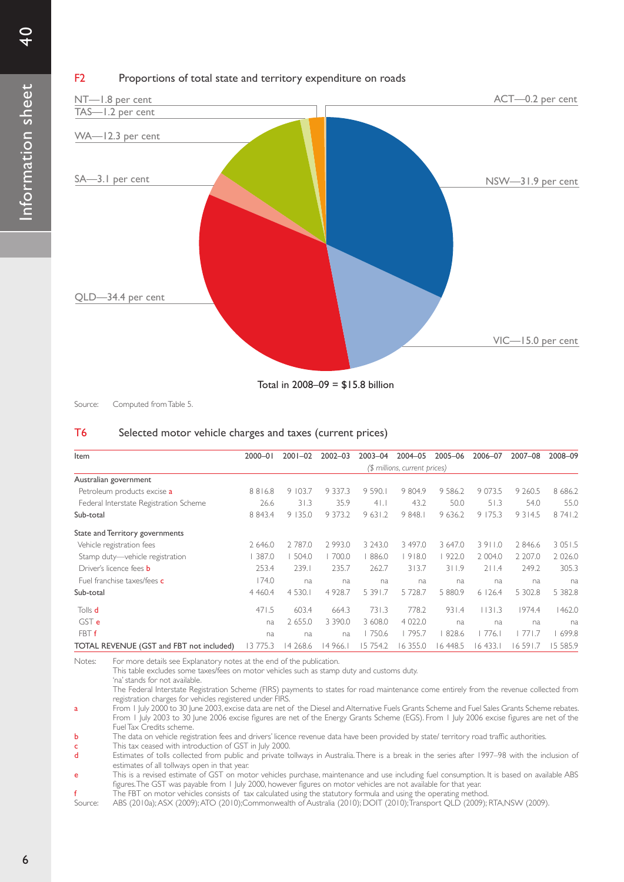## F2 Proportions of total state and territory expenditure on roads

NT—1.8 per cent
TAS—1.2 per cent
WA—12.3 per cent
SA—3.1 per cent
QLD—34.4 per cent
ACT—0.2 per cent
NSW—31.9 per cent
VIC—15.0 per cent

Total in 2008–09 = $15.8 billion

Source: Computed from Table 5.

## T6 Selected motor vehicle charges and taxes (current prices)

| Item | 2000–01 | 2001–02 | 2002–03 | 2003–04 | 2004–05 | 2005–06 | 2006–07 | 2007–08 | 2008–09 |
|---|---|---|---|---|---|---|---|---|---|
| | *($ millions, current prices)* | | | | | | | | |
| Australian government | | | | | | | | | |
| Petroleum products excise a | 8 816.8 | 9 103.7 | 9 337.3 | 9 590.1 | 9 804.9 | 9 586.2 | 9 073.5 | 9 260.5 | 8 686.2 |
| Federal Interstate Registration Scheme | 26.6 | 31.3 | 35.9 | 41.1 | 43.2 | 50.0 | 51.3 | 54.0 | 55.0 |
| Sub-total | 8 843.4 | 9 135.0 | 9 373.2 | 9 631.2 | 9 848.1 | 9 636.2 | 9 175.3 | 9 314.5 | 8 741.2 |
| State and Territory governments | | | | | | | | | |
| Vehicle registration fees | 2 646.0 | 2 787.0 | 2 993.0 | 3 243.0 | 3 497.0 | 3 647.0 | 3 911.0 | 2 846.6 | 3 051.5 |
| Stamp duty—vehicle registration | 1 387.0 | 1 504.0 | 1 700.0 | 1 886.0 | 1 918.0 | 1 922.0 | 2 004.0 | 2 207.0 | 2 026.0 |
| Driver's licence fees b | 253.4 | 239.1 | 235.7 | 262.7 | 313.7 | 311.9 | 211.4 | 249.2 | 305.3 |
| Fuel franchise taxes/fees c | 174.0 | na | na | na | na | na | na | na | na |
| Sub-total | 4 460.4 | 4 530.1 | 4 928.7 | 5 391.7 | 5 728.7 | 5 880.9 | 6 126.4 | 5 302.8 | 5 382.8 |
| Tolls d | 471.5 | 603.4 | 664.3 | 731.3 | 778.2 | 931.4 | 1131.3 | 1974.4 | 1462.0 |
| GST e | na | 2 655.0 | 3 390.0 | 3 608.0 | 4 022.0 | na | na | na | na |
| FBT f | na | na | na | 1 750.6 | 1 795.7 | 1 828.6 | 1 776.1 | 1 771.7 | 1 699.8 |
| TOTAL REVENUE (GST and FBT not included) | 13 775.3 | 14 268.6 | 14 966.1 | 15 754.2 | 16 355.0 | 16 448.5 | 16 433.1 | 16 591.7 | 15 585.9 |

Notes: For more details see Explanatory notes at the end of the publication.
This table excludes some taxes/fees on motor vehicles such as stamp duty and customs duty.
'na' stands for not available.
The Federal Interstate Registration Scheme (FIRS) payments to states for road maintenance come entirely from the revenue collected from registration charges for vehicles registered under FIRS.

a From 1 July 2000 to 30 June 2003, excise data are net of the Diesel and Alternative Fuels Grants Scheme and Fuel Sales Grants Scheme rebates. From 1 July 2003 to 30 June 2006 excise figures are net of the Energy Grants Scheme (EGS). From 1 July 2006 excise figures are net of the Fuel Tax Credits scheme.
b The data on vehicle registration fees and drivers' licence revenue data have been provided by state/ territory road traffic authorities.
c This tax ceased with introduction of GST in July 2000.
d Estimates of tolls collected from public and private tollways in Australia. There is a break in the series after 1997–98 with the inclusion of estimates of all tollways open in that year.
e This is a revised estimate of GST on motor vehicles purchase, maintenance and use including fuel consumption. It is based on available ABS figures. The GST was payable from 1 July 2000, however figures on motor vehicles are not available for that year.
f The FBT on motor vehicles consists of tax calculated using the statutory formula and using the operating method.

Source: ABS (2010a); ASX (2009); ATO (2010); Commonwealth of Australia (2010); DOIT (2010); Transport QLD (2009); RTA NSW (2009).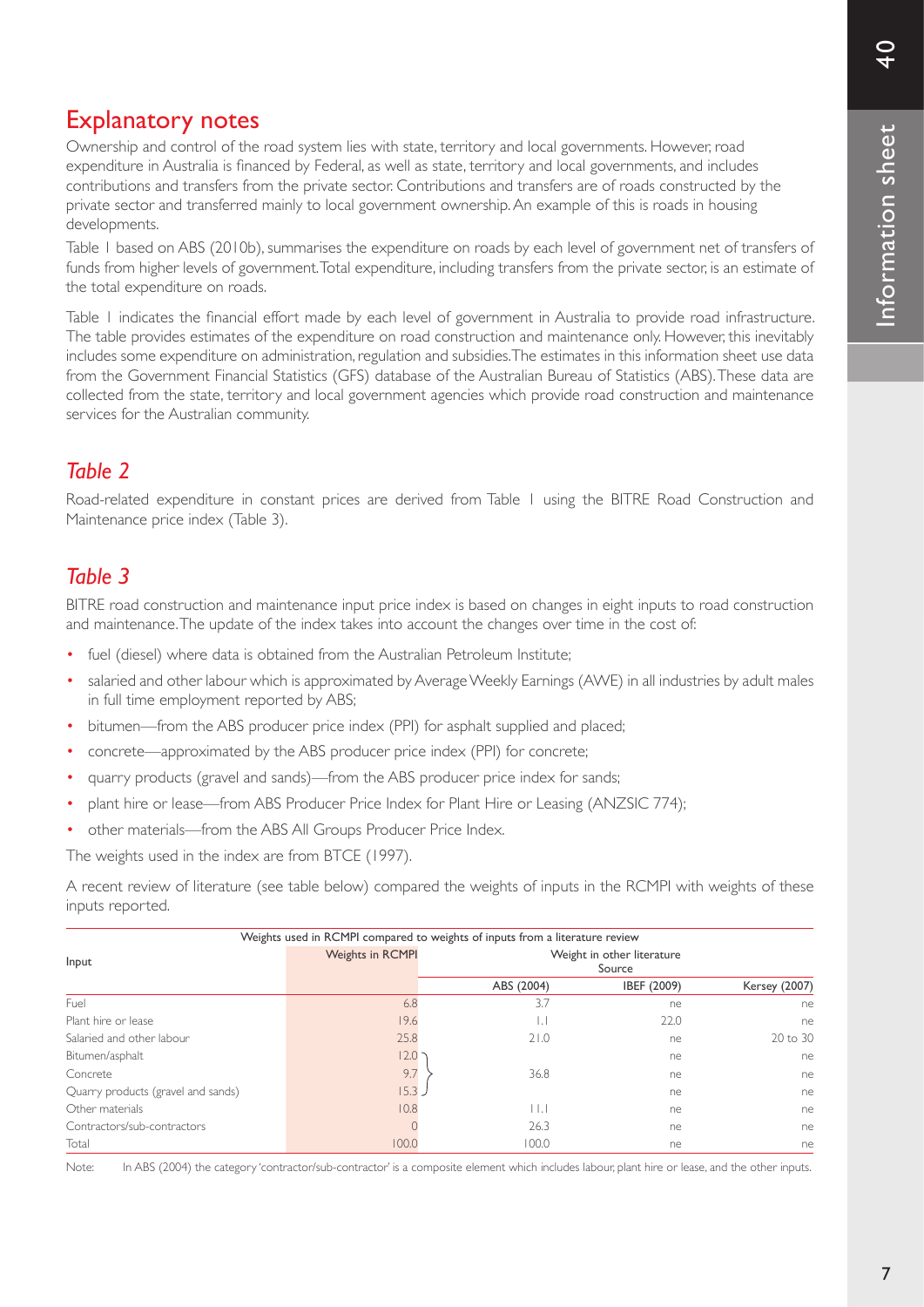## Explanatory notes

Ownership and control of the road system lies with state, territory and local governments. However, road expenditure in Australia is financed by Federal, as well as state, territory and local governments, and includes contributions and transfers from the private sector. Contributions and transfers are of roads constructed by the private sector and transferred mainly to local government ownership. An example of this is roads in housing developments.

Table 1 based on ABS (2010b), summarises the expenditure on roads by each level of government net of transfers of funds from higher levels of government. Total expenditure, including transfers from the private sector, is an estimate of the total expenditure on roads.

Table 1 indicates the financial effort made by each level of government in Australia to provide road infrastructure. The table provides estimates of the expenditure on road construction and maintenance only. However, this inevitably includes some expenditure on administration, regulation and subsidies. The estimates in this information sheet use data from the Government Financial Statistics (GFS) database of the Australian Bureau of Statistics (ABS). These data are collected from the state, territory and local government agencies which provide road construction and maintenance services for the Australian community.

### *Table 2*

Road-related expenditure in constant prices are derived from Table 1 using the BITRE Road Construction and Maintenance price index (Table 3).

### *Table 3*

BITRE road construction and maintenance input price index is based on changes in eight inputs to road construction and maintenance. The update of the index takes into account the changes over time in the cost of:

- fuel (diesel) where data is obtained from the Australian Petroleum Institute;
- salaried and other labour which is approximated by Average Weekly Earnings (AWE) in all industries by adult males in full time employment reported by ABS;
- bitumen—from the ABS producer price index (PPI) for asphalt supplied and placed;
- concrete—approximated by the ABS producer price index (PPI) for concrete;
- quarry products (gravel and sands)—from the ABS producer price index for sands;
- plant hire or lease—from ABS Producer Price Index for Plant Hire or Leasing (ANZSIC 774);
- other materials—from the ABS All Groups Producer Price Index.

The weights used in the index are from BTCE (1997).

A recent review of literature (see table below) compared the weights of inputs in the RCMPI with weights of these inputs reported.

Weights used in RCMPI compared to weights of inputs from a literature review

| Input | Weights in RCMPI | Weight in other literature Source | | |
|---|---|---|---|---|
| | | ABS (2004) | IBEF (2009) | Kersey (2007) |
| Fuel | 6.8 | 3.7 | ne | ne |
| Plant hire or lease | 19.6 | 1.1 | 22.0 | ne |
| Salaried and other labour | 25.8 | 21.0 | ne | 20 to 30 |
| Bitumen/asphalt | 12.0 | 36.8 (Bitumen/asphalt, Concrete and Quarry products combined) | ne | ne |
| Concrete | 9.7 | | ne | ne |
| Quarry products (gravel and sands) | 15.3 | | ne | ne |
| Other materials | 10.8 | 11.1 | ne | ne |
| Contractors/sub-contractors | 0 | 26.3 | ne | ne |
| Total | 100.0 | 100.0 | ne | ne |

Note: In ABS (2004) the category 'contractor/sub-contractor' is a composite element which includes labour, plant hire or lease, and the other inputs.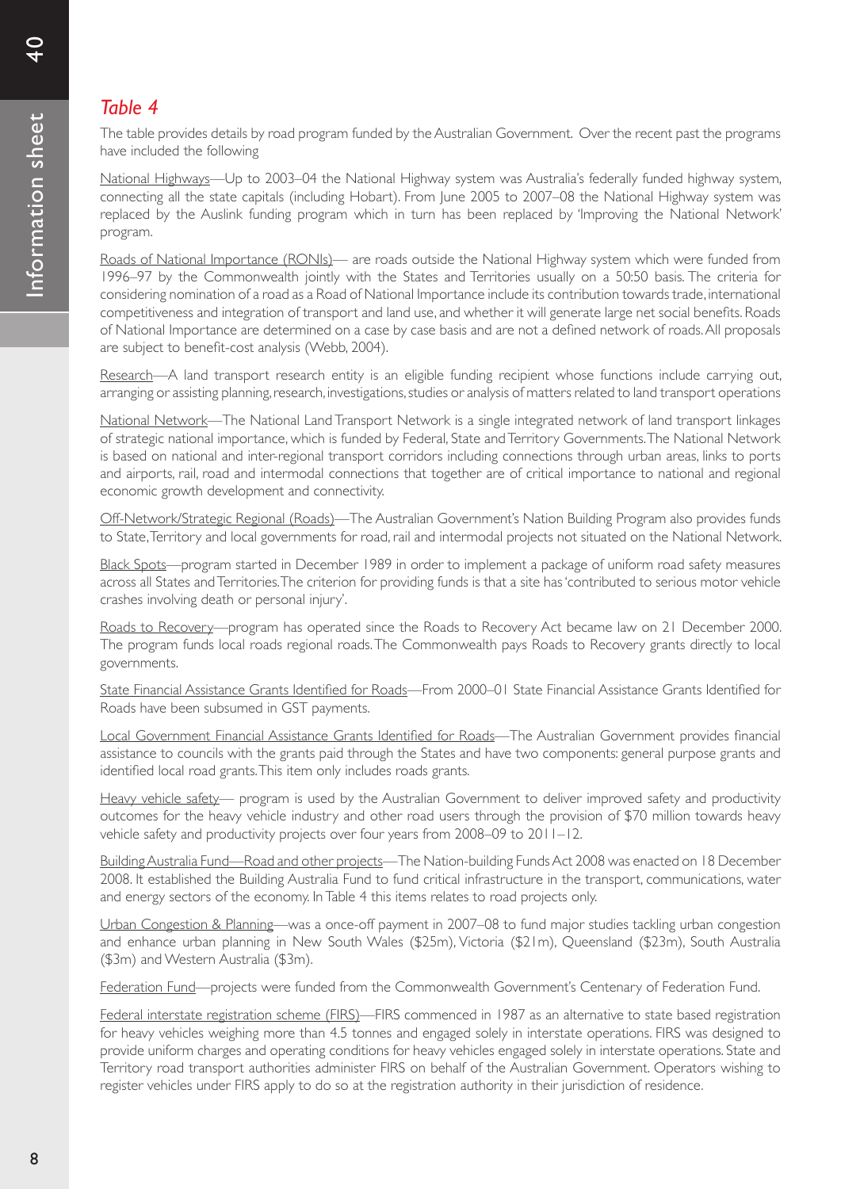## *Table 4*

The table provides details by road program funded by the Australian Government. Over the recent past the programs have included the following

National Highways—Up to 2003–04 the National Highway system was Australia's federally funded highway system, connecting all the state capitals (including Hobart). From June 2005 to 2007–08 the National Highway system was replaced by the Auslink funding program which in turn has been replaced by 'Improving the National Network' program.

Roads of National Importance (RONIs)— are roads outside the National Highway system which were funded from 1996–97 by the Commonwealth jointly with the States and Territories usually on a 50:50 basis. The criteria for considering nomination of a road as a Road of National Importance include its contribution towards trade, international competitiveness and integration of transport and land use, and whether it will generate large net social benefits. Roads of National Importance are determined on a case by case basis and are not a defined network of roads. All proposals are subject to benefit-cost analysis (Webb, 2004).

Research—A land transport research entity is an eligible funding recipient whose functions include carrying out, arranging or assisting planning, research, investigations, studies or analysis of matters related to land transport operations

National Network—The National Land Transport Network is a single integrated network of land transport linkages of strategic national importance, which is funded by Federal, State and Territory Governments. The National Network is based on national and inter-regional transport corridors including connections through urban areas, links to ports and airports, rail, road and intermodal connections that together are of critical importance to national and regional economic growth development and connectivity.

Off-Network/Strategic Regional (Roads)—The Australian Government's Nation Building Program also provides funds to State, Territory and local governments for road, rail and intermodal projects not situated on the National Network.

Black Spots—program started in December 1989 in order to implement a package of uniform road safety measures across all States and Territories. The criterion for providing funds is that a site has 'contributed to serious motor vehicle crashes involving death or personal injury'.

Roads to Recovery—program has operated since the Roads to Recovery Act became law on 21 December 2000. The program funds local roads regional roads. The Commonwealth pays Roads to Recovery grants directly to local governments.

State Financial Assistance Grants Identified for Roads—From 2000–01 State Financial Assistance Grants Identified for Roads have been subsumed in GST payments.

Local Government Financial Assistance Grants Identified for Roads—The Australian Government provides financial assistance to councils with the grants paid through the States and have two components: general purpose grants and identified local road grants. This item only includes roads grants.

Heavy vehicle safety— program is used by the Australian Government to deliver improved safety and productivity outcomes for the heavy vehicle industry and other road users through the provision of $70 million towards heavy vehicle safety and productivity projects over four years from 2008–09 to 2011–12.

Building Australia Fund—Road and other projects—The Nation-building Funds Act 2008 was enacted on 18 December 2008. It established the Building Australia Fund to fund critical infrastructure in the transport, communications, water and energy sectors of the economy. In Table 4 this items relates to road projects only.

Urban Congestion & Planning—was a once-off payment in 2007–08 to fund major studies tackling urban congestion and enhance urban planning in New South Wales ($25m), Victoria ($21m), Queensland ($23m), South Australia ($3m) and Western Australia ($3m).

Federation Fund—projects were funded from the Commonwealth Government's Centenary of Federation Fund.

Federal interstate registration scheme (FIRS)—FIRS commenced in 1987 as an alternative to state based registration for heavy vehicles weighing more than 4.5 tonnes and engaged solely in interstate operations. FIRS was designed to provide uniform charges and operating conditions for heavy vehicles engaged solely in interstate operations. State and Territory road transport authorities administer FIRS on behalf of the Australian Government. Operators wishing to register vehicles under FIRS apply to do so at the registration authority in their jurisdiction of residence.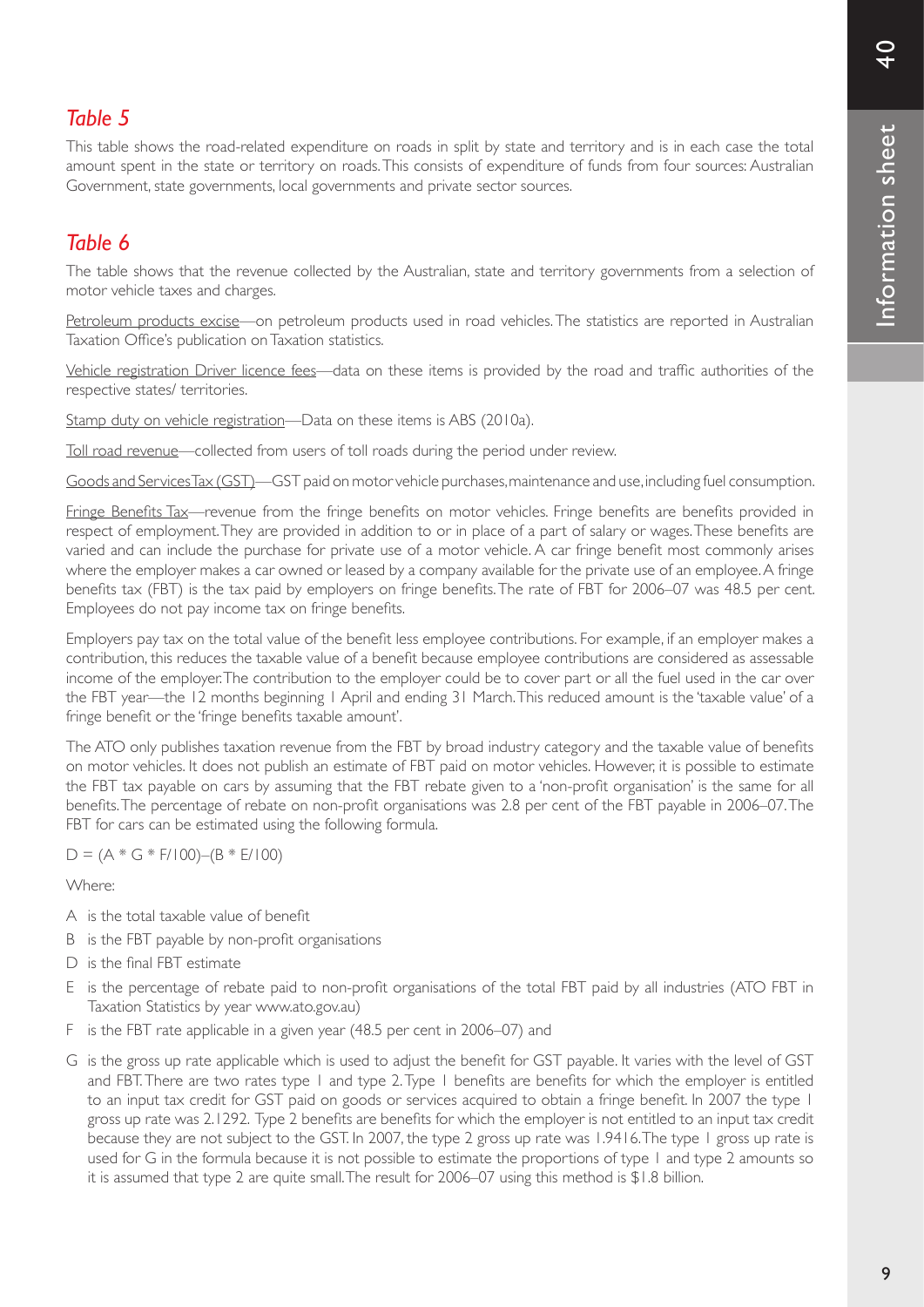## *Table 5*

This table shows the road-related expenditure on roads in split by state and territory and is in each case the total amount spent in the state or territory on roads. This consists of expenditure of funds from four sources: Australian Government, state governments, local governments and private sector sources.

## *Table 6*

The table shows that the revenue collected by the Australian, state and territory governments from a selection of motor vehicle taxes and charges.

Petroleum products excise—on petroleum products used in road vehicles. The statistics are reported in Australian Taxation Office's publication on Taxation statistics.

Vehicle registration Driver licence fees—data on these items is provided by the road and traffic authorities of the respective states/ territories.

Stamp duty on vehicle registration—Data on these items is ABS (2010a).

Toll road revenue—collected from users of toll roads during the period under review.

Goods and Services Tax (GST)—GST paid on motor vehicle purchases, maintenance and use, including fuel consumption.

Fringe Benefits Tax—revenue from the fringe benefits on motor vehicles. Fringe benefits are benefits provided in respect of employment. They are provided in addition to or in place of a part of salary or wages. These benefits are varied and can include the purchase for private use of a motor vehicle. A car fringe benefit most commonly arises where the employer makes a car owned or leased by a company available for the private use of an employee. A fringe benefits tax (FBT) is the tax paid by employers on fringe benefits. The rate of FBT for 2006–07 was 48.5 per cent. Employees do not pay income tax on fringe benefits.

Employers pay tax on the total value of the benefit less employee contributions. For example, if an employer makes a contribution, this reduces the taxable value of a benefit because employee contributions are considered as assessable income of the employer. The contribution to the employer could be to cover part or all the fuel used in the car over the FBT year—the 12 months beginning 1 April and ending 31 March. This reduced amount is the 'taxable value' of a fringe benefit or the 'fringe benefits taxable amount'.

The ATO only publishes taxation revenue from the FBT by broad industry category and the taxable value of benefits on motor vehicles. It does not publish an estimate of FBT paid on motor vehicles. However, it is possible to estimate the FBT tax payable on cars by assuming that the FBT rebate given to a 'non-profit organisation' is the same for all benefits. The percentage of rebate on non-profit organisations was 2.8 per cent of the FBT payable in 2006–07. The FBT for cars can be estimated using the following formula.

$$D = (A * G * F/100) - (B * E/100)$$

Where:

- A is the total taxable value of benefit
- B is the FBT payable by non-profit organisations
- D is the final FBT estimate
- E is the percentage of rebate paid to non-profit organisations of the total FBT paid by all industries (ATO FBT in Taxation Statistics by year www.ato.gov.au)
- F is the FBT rate applicable in a given year (48.5 per cent in 2006–07) and
- G is the gross up rate applicable which is used to adjust the benefit for GST payable. It varies with the level of GST and FBT. There are two rates type 1 and type 2. Type 1 benefits are benefits for which the employer is entitled to an input tax credit for GST paid on goods or services acquired to obtain a fringe benefit. In 2007 the type 1 gross up rate was 2.1292. Type 2 benefits are benefits for which the employer is not entitled to an input tax credit because they are not subject to the GST. In 2007, the type 2 gross up rate was 1.9416. The type 1 gross up rate is used for G in the formula because it is not possible to estimate the proportions of type 1 and type 2 amounts so it is assumed that type 2 are quite small. The result for 2006–07 using this method is $1.8 billion.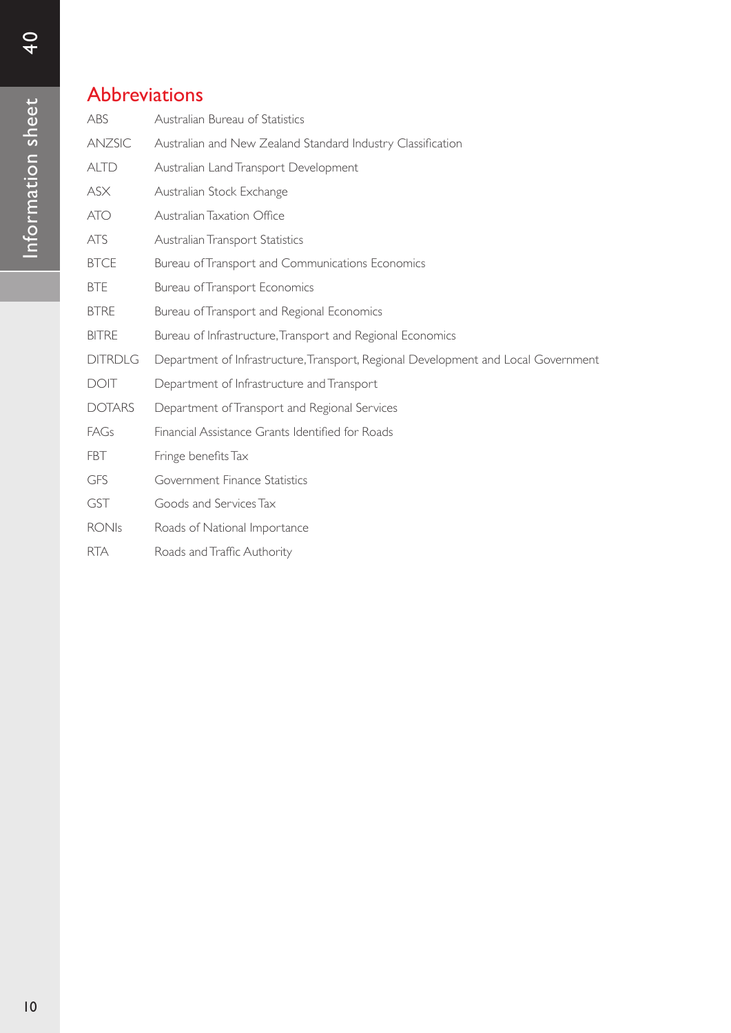## Abbreviations

| | |
|---|---|
| ABS | Australian Bureau of Statistics |
| ANZSIC | Australian and New Zealand Standard Industry Classification |
| ALTD | Australian Land Transport Development |
| ASX | Australian Stock Exchange |
| ATO | Australian Taxation Office |
| ATS | Australian Transport Statistics |
| BTCE | Bureau of Transport and Communications Economics |
| BTE | Bureau of Transport Economics |
| BTRE | Bureau of Transport and Regional Economics |
| BITRE | Bureau of Infrastructure, Transport and Regional Economics |
| DITRDLG | Department of Infrastructure, Transport, Regional Development and Local Government |
| DOIT | Department of Infrastructure and Transport |
| DOTARS | Department of Transport and Regional Services |
| FAGs | Financial Assistance Grants Identified for Roads |
| FBT | Fringe benefits Tax |
| GFS | Government Finance Statistics |
| GST | Goods and Services Tax |
| RONIs | Roads of National Importance |
| RTA | Roads and Traffic Authority |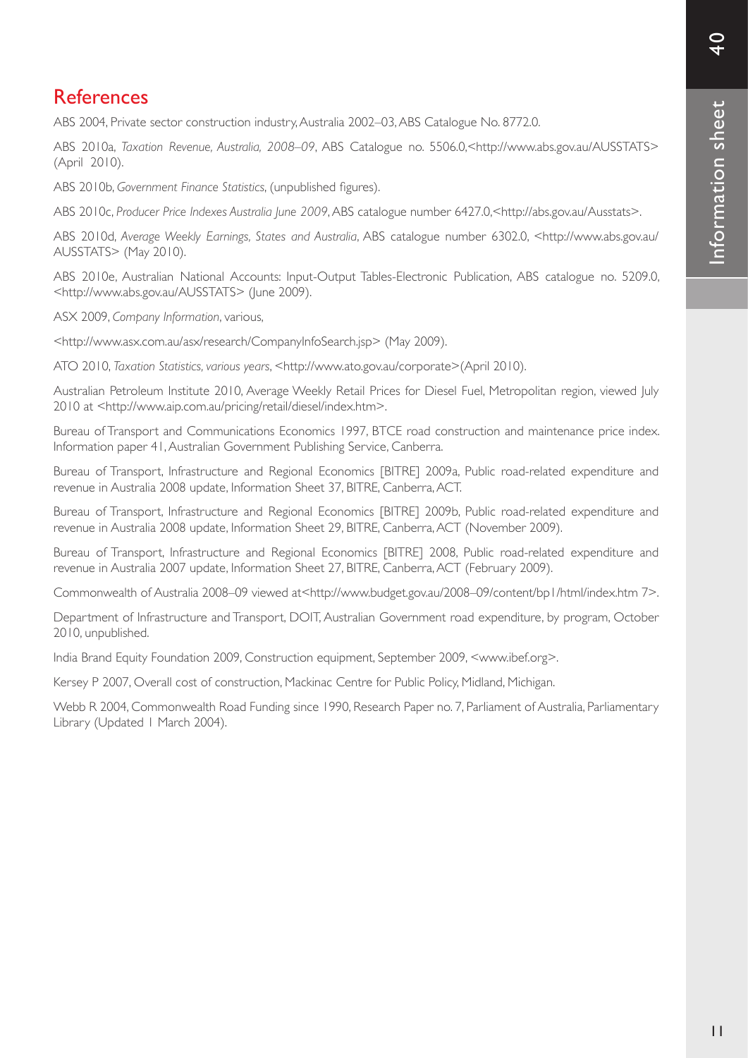## References

ABS 2004, Private sector construction industry, Australia 2002–03, ABS Catalogue No. 8772.0.

ABS 2010a, *Taxation Revenue, Australia, 2008–09*, ABS Catalogue no. 5506.0,<http://www.abs.gov.au/AUSSTATS> (April 2010).

ABS 2010b, *Government Finance Statistics*, (unpublished figures).

ABS 2010c, *Producer Price Indexes Australia June 2009*, ABS catalogue number 6427.0,<http://abs.gov.au/Ausstats>.

ABS 2010d, *Average Weekly Earnings, States and Australia*, ABS catalogue number 6302.0, <http://www.abs.gov.au/AUSSTATS> (May 2010).

ABS 2010e, Australian National Accounts: Input-Output Tables-Electronic Publication, ABS catalogue no. 5209.0, <http://www.abs.gov.au/AUSSTATS> (June 2009).

ASX 2009, *Company Information*, various,

<http://www.asx.com.au/asx/research/CompanyInfoSearch.jsp> (May 2009).

ATO 2010, *Taxation Statistics, various years*, <http://www.ato.gov.au/corporate>(April 2010).

Australian Petroleum Institute 2010, Average Weekly Retail Prices for Diesel Fuel, Metropolitan region, viewed July 2010 at <http://www.aip.com.au/pricing/retail/diesel/index.htm>.

Bureau of Transport and Communications Economics 1997, BTCE road construction and maintenance price index. Information paper 41, Australian Government Publishing Service, Canberra.

Bureau of Transport, Infrastructure and Regional Economics [BITRE] 2009a, Public road-related expenditure and revenue in Australia 2008 update, Information Sheet 37, BITRE, Canberra, ACT.

Bureau of Transport, Infrastructure and Regional Economics [BITRE] 2009b, Public road-related expenditure and revenue in Australia 2008 update, Information Sheet 29, BITRE, Canberra, ACT (November 2009).

Bureau of Transport, Infrastructure and Regional Economics [BITRE] 2008, Public road-related expenditure and revenue in Australia 2007 update, Information Sheet 27, BITRE, Canberra, ACT (February 2009).

Commonwealth of Australia 2008–09 viewed at<http://www.budget.gov.au/2008–09/content/bp1/html/index.htm 7>.

Department of Infrastructure and Transport, DOIT, Australian Government road expenditure, by program, October 2010, unpublished.

India Brand Equity Foundation 2009, Construction equipment, September 2009, <www.ibef.org>.

Kersey P 2007, Overall cost of construction, Mackinac Centre for Public Policy, Midland, Michigan.

Webb R 2004, Commonwealth Road Funding since 1990, Research Paper no. 7, Parliament of Australia, Parliamentary Library (Updated 1 March 2004).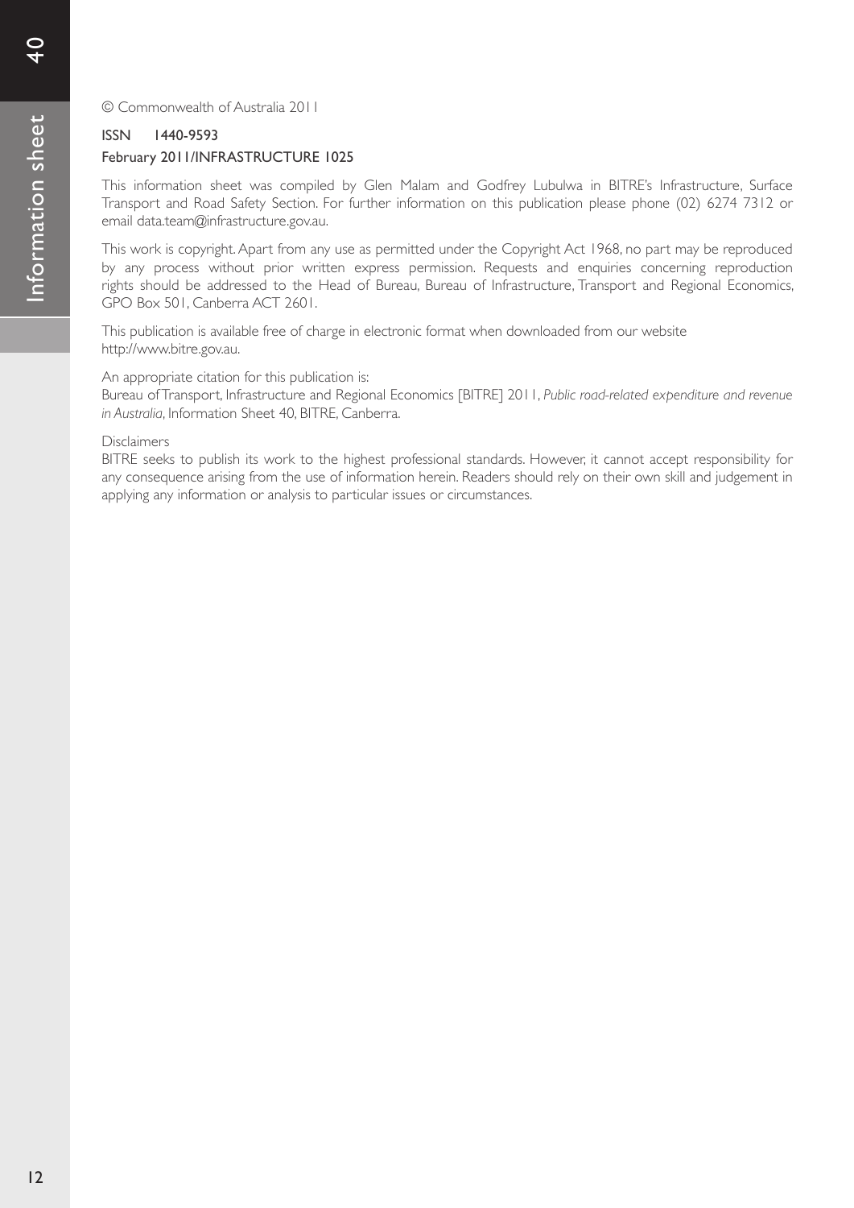© Commonwealth of Australia 2011

ISSN 1440-9593

February 2011/INFRASTRUCTURE 1025

This information sheet was compiled by Glen Malam and Godfrey Lubulwa in BITRE's Infrastructure, Surface Transport and Road Safety Section. For further information on this publication please phone (02) 6274 7312 or email data.team@infrastructure.gov.au.

This work is copyright. Apart from any use as permitted under the Copyright Act 1968, no part may be reproduced by any process without prior written express permission. Requests and enquiries concerning reproduction rights should be addressed to the Head of Bureau, Bureau of Infrastructure, Transport and Regional Economics, GPO Box 501, Canberra ACT 2601.

This publication is available free of charge in electronic format when downloaded from our website http://www.bitre.gov.au.

An appropriate citation for this publication is:
Bureau of Transport, Infrastructure and Regional Economics [BITRE] 2011, *Public road-related expenditure and revenue in Australia*, Information Sheet 40, BITRE, Canberra.

Disclaimers
BITRE seeks to publish its work to the highest professional standards. However, it cannot accept responsibility for any consequence arising from the use of information herein. Readers should rely on their own skill and judgement in applying any information or analysis to particular issues or circumstances.